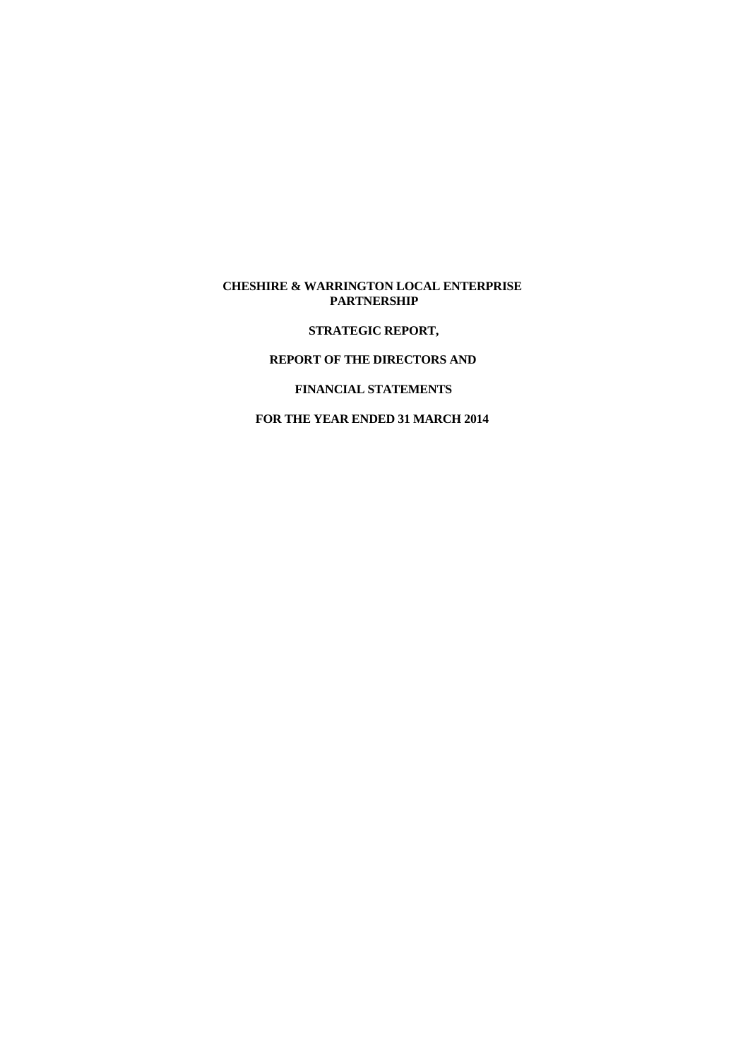# CHESHIRE & WARRINGTON LOCAL ENTERPRISE PARTNERSHIP

## STRATEGIC REPORT,

## REPORT OF THE DIRECTORS AND

## FINANCIAL STATEMENTS

## FOR THE YEAR ENDED 31 MARCH 2014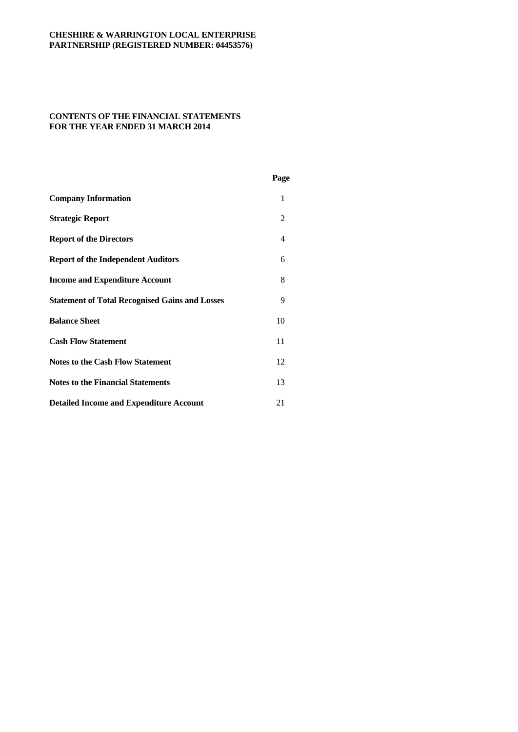**CHESHIRE & WARRINGTON LOCAL ENTERPRISE PARTNERSHIP (REGISTERED NUMBER: 04453576)**

# CONTENTS OF THE FINANCIAL STATEMENTS FOR THE YEAR ENDED 31 MARCH 2014

| | Page |
|---|---|
| **Company Information** | 1 |
| **Strategic Report** | 2 |
| **Report of the Directors** | 4 |
| **Report of the Independent Auditors** | 6 |
| **Income and Expenditure Account** | 8 |
| **Statement of Total Recognised Gains and Losses** | 9 |
| **Balance Sheet** | 10 |
| **Cash Flow Statement** | 11 |
| **Notes to the Cash Flow Statement** | 12 |
| **Notes to the Financial Statements** | 13 |
| **Detailed Income and Expenditure Account** | 21 |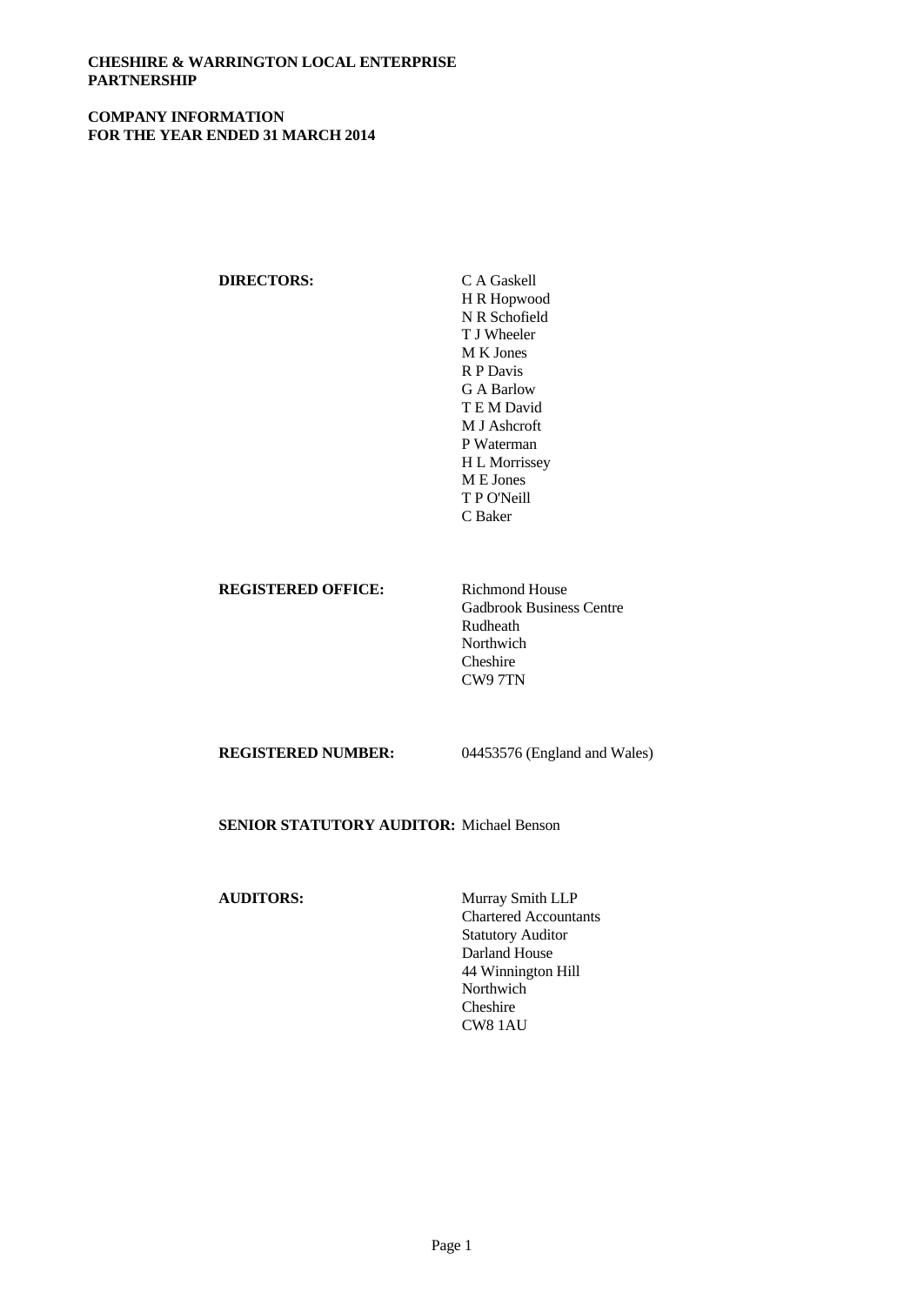**CHESHIRE & WARRINGTON LOCAL ENTERPRISE PARTNERSHIP**

**COMPANY INFORMATION**
**FOR THE YEAR ENDED 31 MARCH 2014**

**DIRECTORS:**
C A Gaskell
H R Hopwood
N R Schofield
T J Wheeler
M K Jones
R P Davis
G A Barlow
T E M David
M J Ashcroft
P Waterman
H L Morrissey
M E Jones
T P O'Neill
C Baker

**REGISTERED OFFICE:**
Richmond House
Gadbrook Business Centre
Rudheath
Northwich
Cheshire
CW9 7TN

**REGISTERED NUMBER:** 04453576 (England and Wales)

**SENIOR STATUTORY AUDITOR:** Michael Benson

**AUDITORS:**
Murray Smith LLP
Chartered Accountants
Statutory Auditor
Darland House
44 Winnington Hill
Northwich
Cheshire
CW8 1AU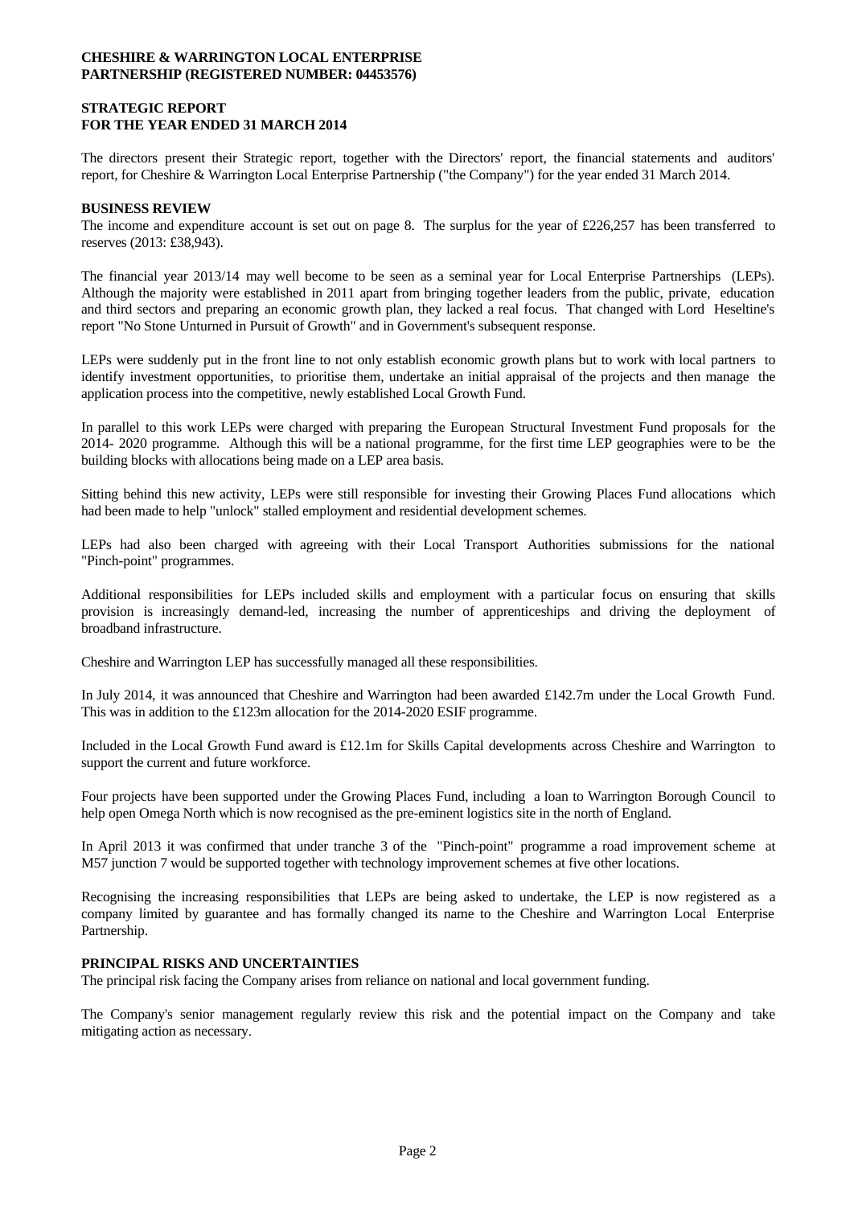**CHESHIRE & WARRINGTON LOCAL ENTERPRISE PARTNERSHIP (REGISTERED NUMBER: 04453576)**

# STRATEGIC REPORT FOR THE YEAR ENDED 31 MARCH 2014

The directors present their Strategic report, together with the Directors' report, the financial statements and auditors' report, for Cheshire & Warrington Local Enterprise Partnership ("the Company") for the year ended 31 March 2014.

## BUSINESS REVIEW

The income and expenditure account is set out on page 8. The surplus for the year of £226,257 has been transferred to reserves (2013: £38,943).

The financial year 2013/14 may well become to be seen as a seminal year for Local Enterprise Partnerships (LEPs). Although the majority were established in 2011 apart from bringing together leaders from the public, private, education and third sectors and preparing an economic growth plan, they lacked a real focus. That changed with Lord Heseltine's report "No Stone Unturned in Pursuit of Growth" and in Government's subsequent response.

LEPs were suddenly put in the front line to not only establish economic growth plans but to work with local partners to identify investment opportunities, to prioritise them, undertake an initial appraisal of the projects and then manage the application process into the competitive, newly established Local Growth Fund.

In parallel to this work LEPs were charged with preparing the European Structural Investment Fund proposals for the 2014- 2020 programme. Although this will be a national programme, for the first time LEP geographies were to be the building blocks with allocations being made on a LEP area basis.

Sitting behind this new activity, LEPs were still responsible for investing their Growing Places Fund allocations which had been made to help "unlock" stalled employment and residential development schemes.

LEPs had also been charged with agreeing with their Local Transport Authorities submissions for the national "Pinch-point" programmes.

Additional responsibilities for LEPs included skills and employment with a particular focus on ensuring that skills provision is increasingly demand-led, increasing the number of apprenticeships and driving the deployment of broadband infrastructure.

Cheshire and Warrington LEP has successfully managed all these responsibilities.

In July 2014, it was announced that Cheshire and Warrington had been awarded £142.7m under the Local Growth Fund. This was in addition to the £123m allocation for the 2014-2020 ESIF programme.

Included in the Local Growth Fund award is £12.1m for Skills Capital developments across Cheshire and Warrington to support the current and future workforce.

Four projects have been supported under the Growing Places Fund, including a loan to Warrington Borough Council to help open Omega North which is now recognised as the pre-eminent logistics site in the north of England.

In April 2013 it was confirmed that under tranche 3 of the "Pinch-point" programme a road improvement scheme at M57 junction 7 would be supported together with technology improvement schemes at five other locations.

Recognising the increasing responsibilities that LEPs are being asked to undertake, the LEP is now registered as a company limited by guarantee and has formally changed its name to the Cheshire and Warrington Local Enterprise Partnership.

## PRINCIPAL RISKS AND UNCERTAINTIES

The principal risk facing the Company arises from reliance on national and local government funding.

The Company's senior management regularly review this risk and the potential impact on the Company and take mitigating action as necessary.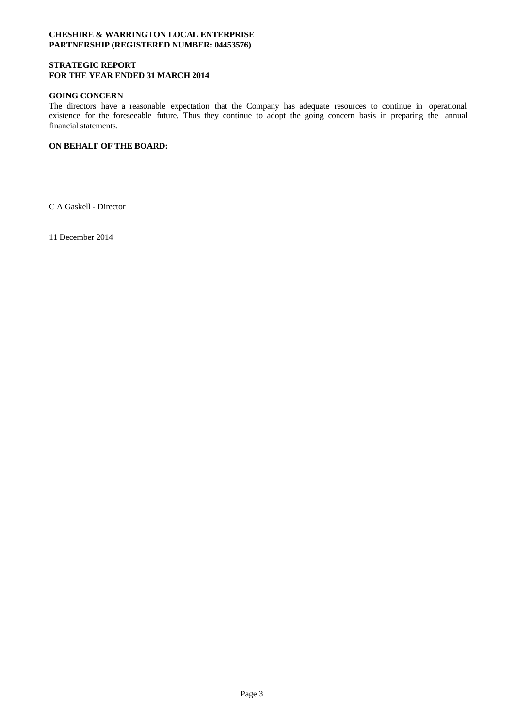**CHESHIRE & WARRINGTON LOCAL ENTERPRISE PARTNERSHIP (REGISTERED NUMBER: 04453576)**

## STRATEGIC REPORT
## FOR THE YEAR ENDED 31 MARCH 2014

### GOING CONCERN

The directors have a reasonable expectation that the Company has adequate resources to continue in operational existence for the foreseeable future. Thus they continue to adopt the going concern basis in preparing the annual financial statements.

**ON BEHALF OF THE BOARD:**

C A Gaskell - Director

11 December 2014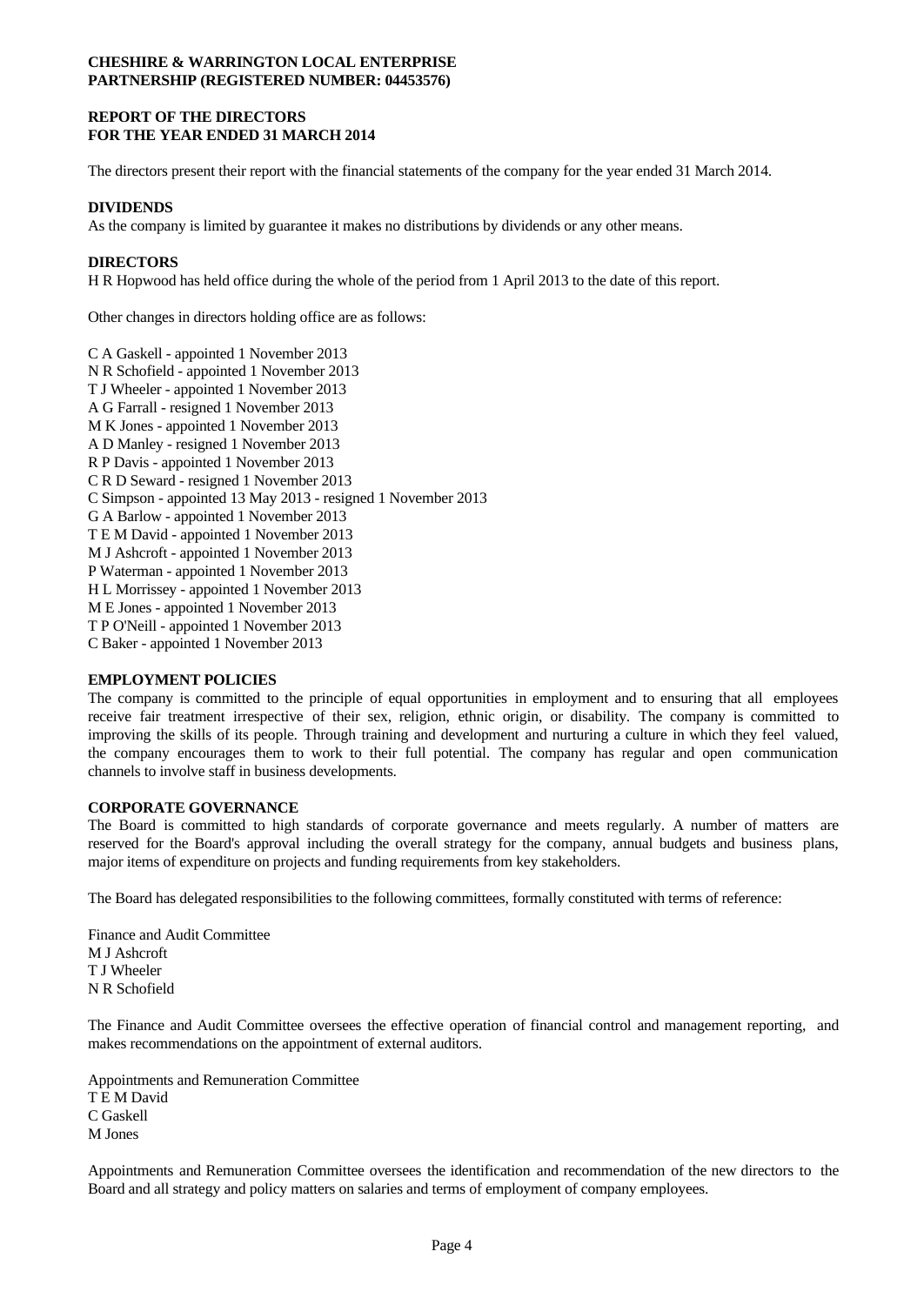**CHESHIRE & WARRINGTON LOCAL ENTERPRISE PARTNERSHIP (REGISTERED NUMBER: 04453576)**

## REPORT OF THE DIRECTORS FOR THE YEAR ENDED 31 MARCH 2014

The directors present their report with the financial statements of the company for the year ended 31 March 2014.

### DIVIDENDS

As the company is limited by guarantee it makes no distributions by dividends or any other means.

### DIRECTORS

H R Hopwood has held office during the whole of the period from 1 April 2013 to the date of this report.

Other changes in directors holding office are as follows:

C A Gaskell - appointed 1 November 2013
N R Schofield - appointed 1 November 2013
T J Wheeler - appointed 1 November 2013
A G Farrall - resigned 1 November 2013
M K Jones - appointed 1 November 2013
A D Manley - resigned 1 November 2013
R P Davis - appointed 1 November 2013
C R D Seward - resigned 1 November 2013
C Simpson - appointed 13 May 2013 - resigned 1 November 2013
G A Barlow - appointed 1 November 2013
T E M David - appointed 1 November 2013
M J Ashcroft - appointed 1 November 2013
P Waterman - appointed 1 November 2013
H L Morrissey - appointed 1 November 2013
M E Jones - appointed 1 November 2013
T P O'Neill - appointed 1 November 2013
C Baker - appointed 1 November 2013

### EMPLOYMENT POLICIES

The company is committed to the principle of equal opportunities in employment and to ensuring that all employees receive fair treatment irrespective of their sex, religion, ethnic origin, or disability. The company is committed to improving the skills of its people. Through training and development and nurturing a culture in which they feel valued, the company encourages them to work to their full potential. The company has regular and open communication channels to involve staff in business developments.

### CORPORATE GOVERNANCE

The Board is committed to high standards of corporate governance and meets regularly. A number of matters are reserved for the Board's approval including the overall strategy for the company, annual budgets and business plans, major items of expenditure on projects and funding requirements from key stakeholders.

The Board has delegated responsibilities to the following committees, formally constituted with terms of reference:

Finance and Audit Committee
M J Ashcroft
T J Wheeler
N R Schofield

The Finance and Audit Committee oversees the effective operation of financial control and management reporting, and makes recommendations on the appointment of external auditors.

Appointments and Remuneration Committee
T E M David
C Gaskell
M Jones

Appointments and Remuneration Committee oversees the identification and recommendation of the new directors to the Board and all strategy and policy matters on salaries and terms of employment of company employees.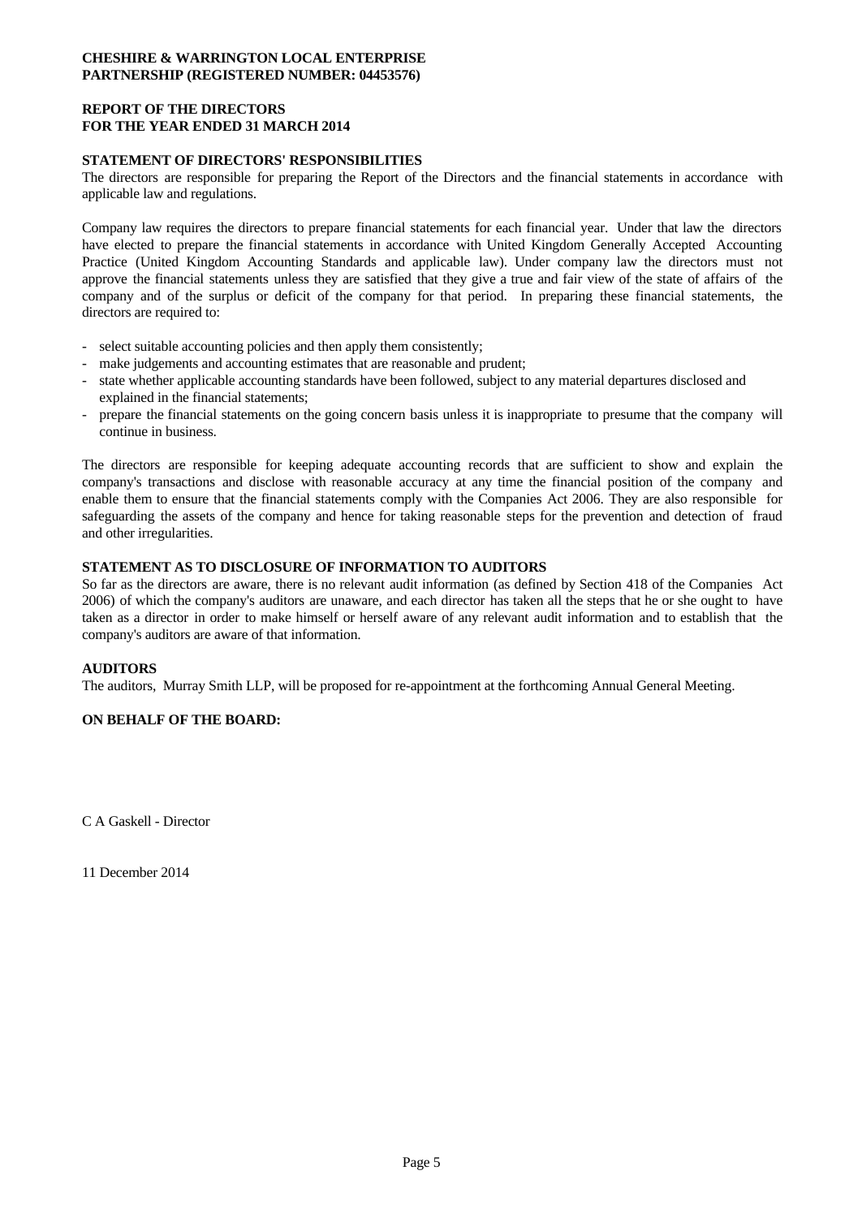**CHESHIRE & WARRINGTON LOCAL ENTERPRISE PARTNERSHIP (REGISTERED NUMBER: 04453576)**

**REPORT OF THE DIRECTORS FOR THE YEAR ENDED 31 MARCH 2014**

## STATEMENT OF DIRECTORS' RESPONSIBILITIES

The directors are responsible for preparing the Report of the Directors and the financial statements in accordance with applicable law and regulations.

Company law requires the directors to prepare financial statements for each financial year. Under that law the directors have elected to prepare the financial statements in accordance with United Kingdom Generally Accepted Accounting Practice (United Kingdom Accounting Standards and applicable law). Under company law the directors must not approve the financial statements unless they are satisfied that they give a true and fair view of the state of affairs of the company and of the surplus or deficit of the company for that period. In preparing these financial statements, the directors are required to:

- select suitable accounting policies and then apply them consistently;
- make judgements and accounting estimates that are reasonable and prudent;
- state whether applicable accounting standards have been followed, subject to any material departures disclosed and explained in the financial statements;
- prepare the financial statements on the going concern basis unless it is inappropriate to presume that the company will continue in business.

The directors are responsible for keeping adequate accounting records that are sufficient to show and explain the company's transactions and disclose with reasonable accuracy at any time the financial position of the company and enable them to ensure that the financial statements comply with the Companies Act 2006. They are also responsible for safeguarding the assets of the company and hence for taking reasonable steps for the prevention and detection of fraud and other irregularities.

## STATEMENT AS TO DISCLOSURE OF INFORMATION TO AUDITORS

So far as the directors are aware, there is no relevant audit information (as defined by Section 418 of the Companies Act 2006) of which the company's auditors are unaware, and each director has taken all the steps that he or she ought to have taken as a director in order to make himself or herself aware of any relevant audit information and to establish that the company's auditors are aware of that information.

## AUDITORS

The auditors, Murray Smith LLP, will be proposed for re-appointment at the forthcoming Annual General Meeting.

**ON BEHALF OF THE BOARD:**

C A Gaskell - Director

11 December 2014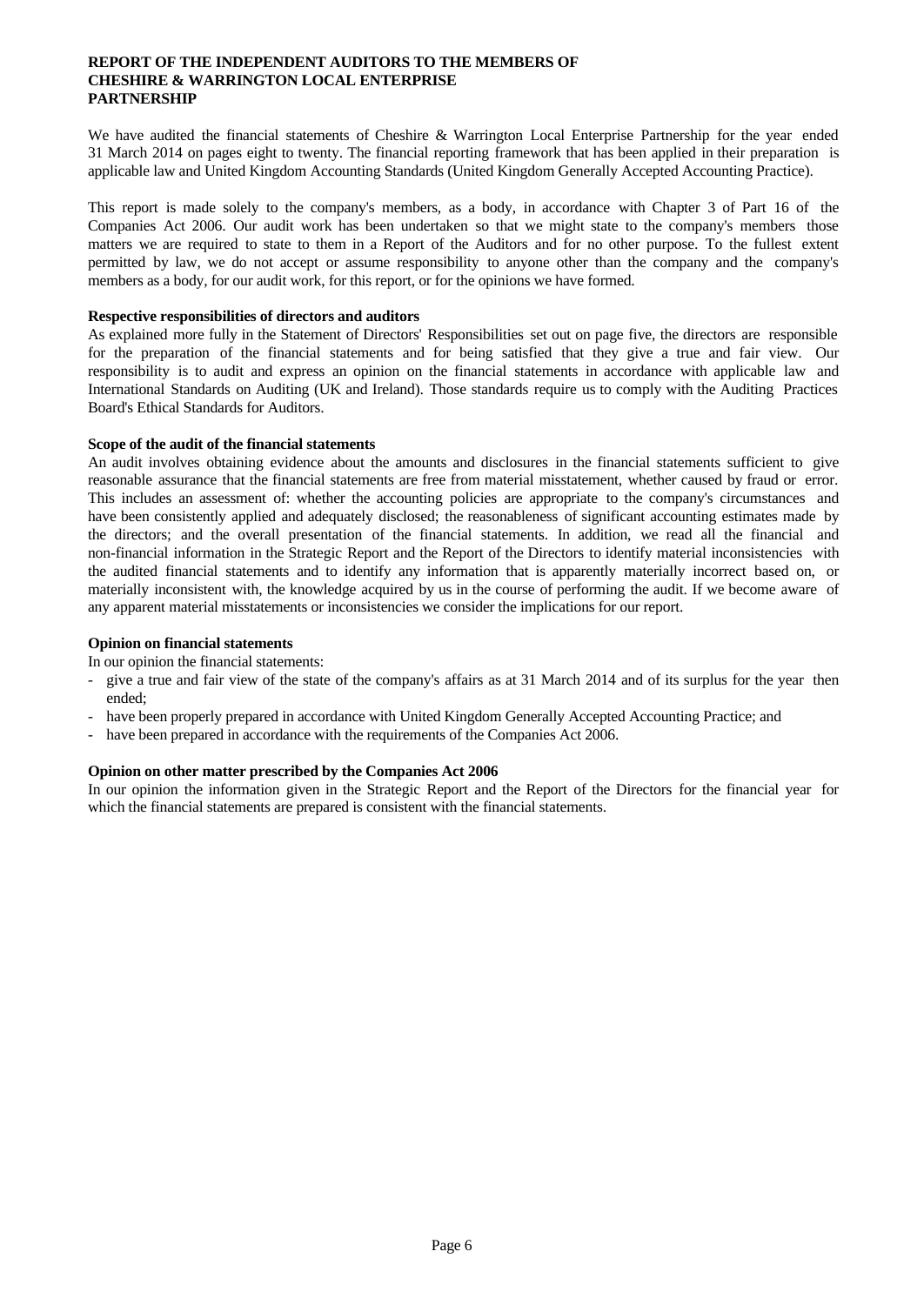# REPORT OF THE INDEPENDENT AUDITORS TO THE MEMBERS OF CHESHIRE & WARRINGTON LOCAL ENTERPRISE PARTNERSHIP

We have audited the financial statements of Cheshire & Warrington Local Enterprise Partnership for the year ended 31 March 2014 on pages eight to twenty. The financial reporting framework that has been applied in their preparation is applicable law and United Kingdom Accounting Standards (United Kingdom Generally Accepted Accounting Practice).

This report is made solely to the company's members, as a body, in accordance with Chapter 3 of Part 16 of the Companies Act 2006. Our audit work has been undertaken so that we might state to the company's members those matters we are required to state to them in a Report of the Auditors and for no other purpose. To the fullest extent permitted by law, we do not accept or assume responsibility to anyone other than the company and the company's members as a body, for our audit work, for this report, or for the opinions we have formed.

**Respective responsibilities of directors and auditors**

As explained more fully in the Statement of Directors' Responsibilities set out on page five, the directors are responsible for the preparation of the financial statements and for being satisfied that they give a true and fair view. Our responsibility is to audit and express an opinion on the financial statements in accordance with applicable law and International Standards on Auditing (UK and Ireland). Those standards require us to comply with the Auditing Practices Board's Ethical Standards for Auditors.

**Scope of the audit of the financial statements**

An audit involves obtaining evidence about the amounts and disclosures in the financial statements sufficient to give reasonable assurance that the financial statements are free from material misstatement, whether caused by fraud or error. This includes an assessment of: whether the accounting policies are appropriate to the company's circumstances and have been consistently applied and adequately disclosed; the reasonableness of significant accounting estimates made by the directors; and the overall presentation of the financial statements. In addition, we read all the financial and non-financial information in the Strategic Report and the Report of the Directors to identify material inconsistencies with the audited financial statements and to identify any information that is apparently materially incorrect based on, or materially inconsistent with, the knowledge acquired by us in the course of performing the audit. If we become aware of any apparent material misstatements or inconsistencies we consider the implications for our report.

**Opinion on financial statements**

In our opinion the financial statements:

- give a true and fair view of the state of the company's affairs as at 31 March 2014 and of its surplus for the year then ended;
- have been properly prepared in accordance with United Kingdom Generally Accepted Accounting Practice; and
- have been prepared in accordance with the requirements of the Companies Act 2006.

**Opinion on other matter prescribed by the Companies Act 2006**

In our opinion the information given in the Strategic Report and the Report of the Directors for the financial year for which the financial statements are prepared is consistent with the financial statements.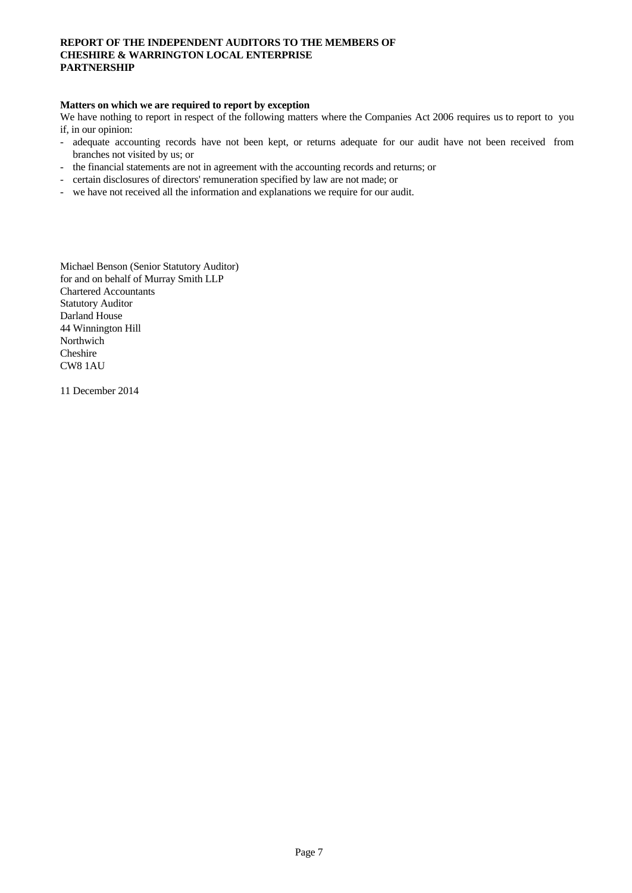**REPORT OF THE INDEPENDENT AUDITORS TO THE MEMBERS OF CHESHIRE & WARRINGTON LOCAL ENTERPRISE PARTNERSHIP**

**Matters on which we are required to report by exception**

We have nothing to report in respect of the following matters where the Companies Act 2006 requires us to report to you if, in our opinion:

- adequate accounting records have not been kept, or returns adequate for our audit have not been received from branches not visited by us; or
- the financial statements are not in agreement with the accounting records and returns; or
- certain disclosures of directors' remuneration specified by law are not made; or
- we have not received all the information and explanations we require for our audit.

Michael Benson (Senior Statutory Auditor)
for and on behalf of Murray Smith LLP
Chartered Accountants
Statutory Auditor
Darland House
44 Winnington Hill
Northwich
Cheshire
CW8 1AU

11 December 2014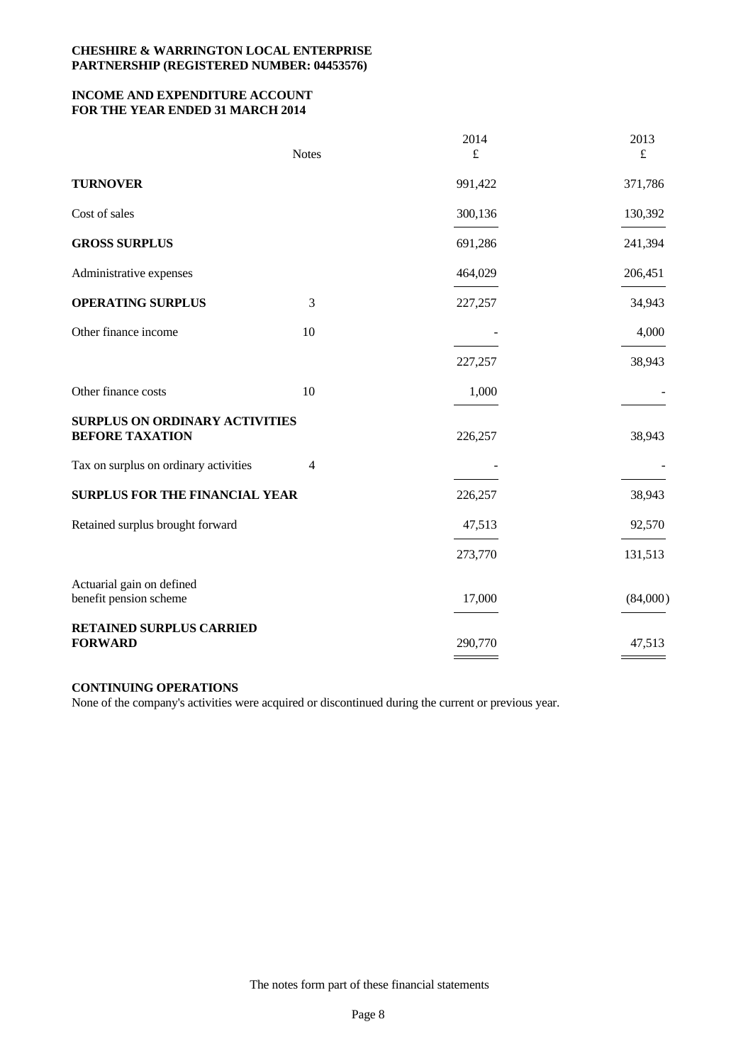**CHESHIRE & WARRINGTON LOCAL ENTERPRISE PARTNERSHIP (REGISTERED NUMBER: 04453576)**

**INCOME AND EXPENDITURE ACCOUNT FOR THE YEAR ENDED 31 MARCH 2014**

| | Notes | 2014 £ | 2013 £ |
|---|---|---|---|
| **TURNOVER** | | 991,422 | 371,786 |
| Cost of sales | | 300,136 | 130,392 |
| **GROSS SURPLUS** | | 691,286 | 241,394 |
| Administrative expenses | | 464,029 | 206,451 |
| **OPERATING SURPLUS** | 3 | 227,257 | 34,943 |
| Other finance income | 10 | - | 4,000 |
| | | 227,257 | 38,943 |
| Other finance costs | 10 | 1,000 | - |
| **SURPLUS ON ORDINARY ACTIVITIES BEFORE TAXATION** | | 226,257 | 38,943 |
| Tax on surplus on ordinary activities | 4 | - | - |
| **SURPLUS FOR THE FINANCIAL YEAR** | | 226,257 | 38,943 |
| Retained surplus brought forward | | 47,513 | 92,570 |
| | | 273,770 | 131,513 |
| Actuarial gain on defined benefit pension scheme | | 17,000 | (84,000) |
| **RETAINED SURPLUS CARRIED FORWARD** | | 290,770 | 47,513 |

**CONTINUING OPERATIONS**

None of the company's activities were acquired or discontinued during the current or previous year.

The notes form part of these financial statements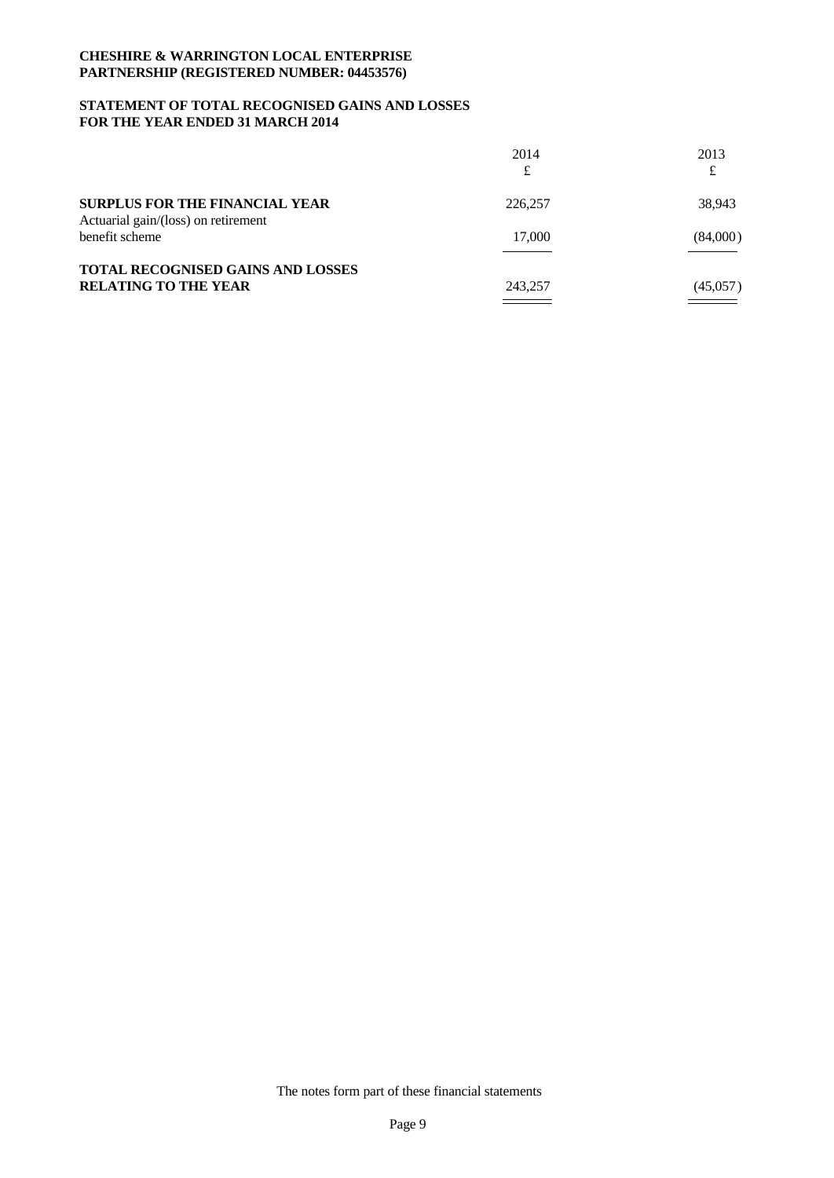**CHESHIRE & WARRINGTON LOCAL ENTERPRISE PARTNERSHIP (REGISTERED NUMBER: 04453576)**

## STATEMENT OF TOTAL RECOGNISED GAINS AND LOSSES FOR THE YEAR ENDED 31 MARCH 2014

| | 2014 | 2013 |
|---|---|---|
| | £ | £ |
| **SURPLUS FOR THE FINANCIAL YEAR** | 226,257 | 38,943 |
| Actuarial gain/(loss) on retirement benefit scheme | 17,000 | (84,000) |
| **TOTAL RECOGNISED GAINS AND LOSSES RELATING TO THE YEAR** | 243,257 | (45,057) |

The notes form part of these financial statements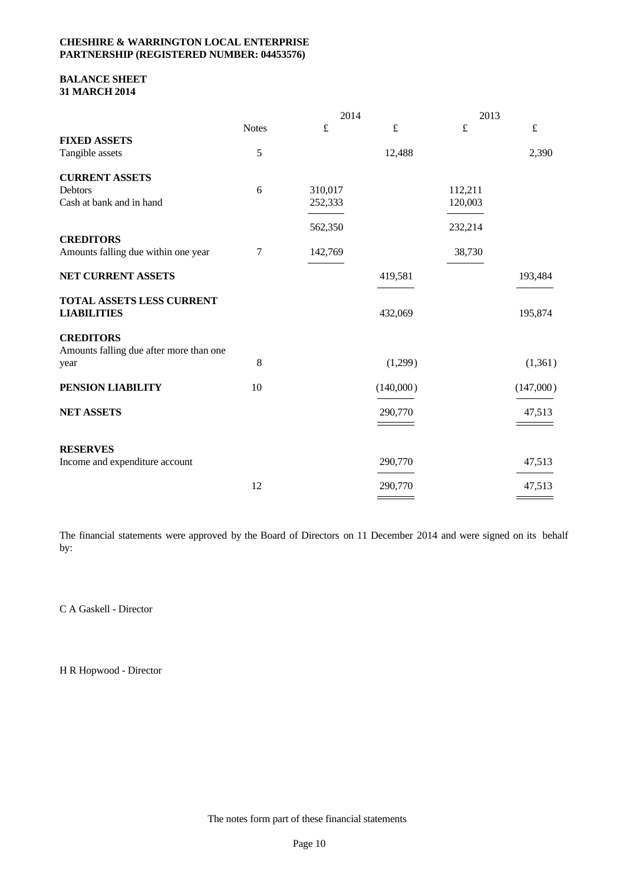**CHESHIRE & WARRINGTON LOCAL ENTERPRISE PARTNERSHIP (REGISTERED NUMBER: 04453576)**

# BALANCE SHEET
## 31 MARCH 2014

| | Notes | 2014 £ | 2014 £ | 2013 £ | 2013 £ |
|---|---|---|---|---|---|
| **FIXED ASSETS** | | | | | |
| Tangible assets | 5 | | 12,488 | | 2,390 |
| **CURRENT ASSETS** | | | | | |
| Debtors | 6 | 310,017 | | 112,211 | |
| Cash at bank and in hand | | 252,333 | | 120,003 | |
| | | 562,350 | | 232,214 | |
| **CREDITORS** | | | | | |
| Amounts falling due within one year | 7 | 142,769 | | 38,730 | |
| **NET CURRENT ASSETS** | | | 419,581 | | 193,484 |
| **TOTAL ASSETS LESS CURRENT LIABILITIES** | | | 432,069 | | 195,874 |
| **CREDITORS** | | | | | |
| Amounts falling due after more than one year | 8 | | (1,299) | | (1,361) |
| **PENSION LIABILITY** | 10 | | (140,000) | | (147,000) |
| **NET ASSETS** | | | 290,770 | | 47,513 |
| **RESERVES** | | | | | |
| Income and expenditure account | | | 290,770 | | 47,513 |
| | 12 | | 290,770 | | 47,513 |

The financial statements were approved by the Board of Directors on 11 December 2014 and were signed on its behalf by:

C A Gaskell - Director

H R Hopwood - Director

The notes form part of these financial statements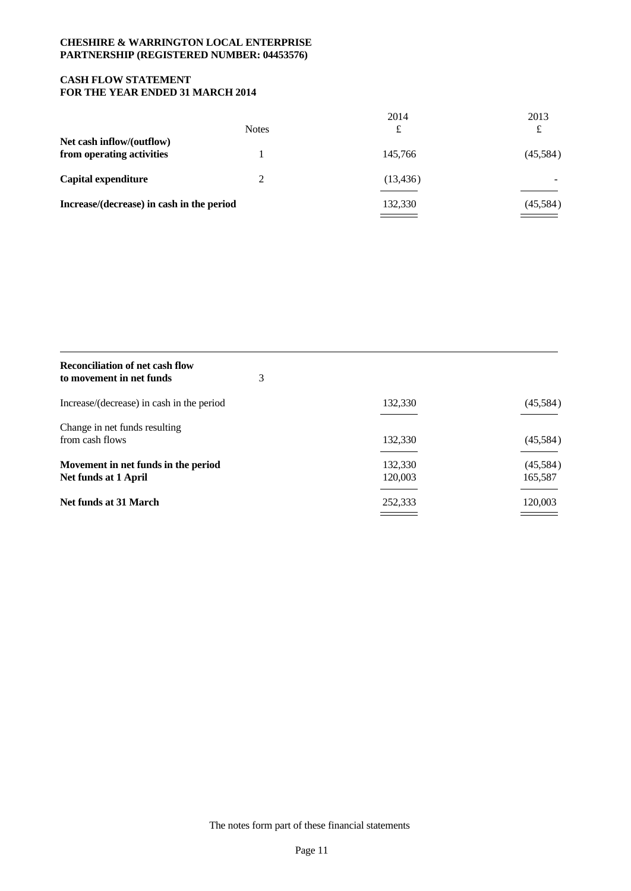**CHESHIRE & WARRINGTON LOCAL ENTERPRISE PARTNERSHIP (REGISTERED NUMBER: 04453576)**

**CASH FLOW STATEMENT FOR THE YEAR ENDED 31 MARCH 2014**

| | Notes | 2014 £ | 2013 £ |
|---|---|---|---|
| **Net cash inflow/(outflow) from operating activities** | 1 | 145,766 | (45,584) |
| **Capital expenditure** | 2 | (13,436) | - |
| **Increase/(decrease) in cash in the period** | | 132,330 | (45,584) |

| | | 2014 £ | 2013 £ |
|---|---|---|---|
| **Reconciliation of net cash flow to movement in net funds** | 3 | | |
| Increase/(decrease) in cash in the period | | 132,330 | (45,584) |
| Change in net funds resulting from cash flows | | 132,330 | (45,584) |
| **Movement in net funds in the period** | | 132,330 | (45,584) |
| **Net funds at 1 April** | | 120,003 | 165,587 |
| **Net funds at 31 March** | | 252,333 | 120,003 |

The notes form part of these financial statements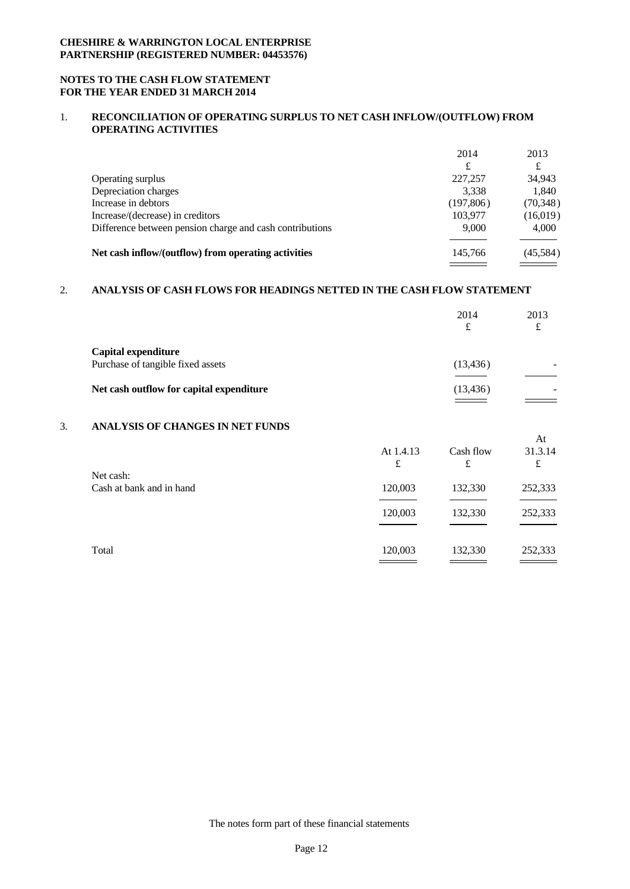**CHESHIRE & WARRINGTON LOCAL ENTERPRISE PARTNERSHIP (REGISTERED NUMBER: 04453576)**

**NOTES TO THE CASH FLOW STATEMENT FOR THE YEAR ENDED 31 MARCH 2014**

## 1. RECONCILIATION OF OPERATING SURPLUS TO NET CASH INFLOW/(OUTFLOW) FROM OPERATING ACTIVITIES

| | 2014 | 2013 |
|---|---|---|
| | £ | £ |
| Operating surplus | 227,257 | 34,943 |
| Depreciation charges | 3,338 | 1,840 |
| Increase in debtors | (197,806) | (70,348) |
| Increase/(decrease) in creditors | 103,977 | (16,019) |
| Difference between pension charge and cash contributions | 9,000 | 4,000 |
| **Net cash inflow/(outflow) from operating activities** | 145,766 | (45,584) |

## 2. ANALYSIS OF CASH FLOWS FOR HEADINGS NETTED IN THE CASH FLOW STATEMENT

| | 2014 | 2013 |
|---|---|---|
| | £ | £ |
| **Capital expenditure** | | |
| Purchase of tangible fixed assets | (13,436) | - |
| **Net cash outflow for capital expenditure** | (13,436) | - |

## 3. ANALYSIS OF CHANGES IN NET FUNDS

| | At 1.4.13 | Cash flow | At 31.3.14 |
|---|---|---|---|
| | £ | £ | £ |
| Net cash: | | | |
| Cash at bank and in hand | 120,003 | 132,330 | 252,333 |
| | 120,003 | 132,330 | 252,333 |
| Total | 120,003 | 132,330 | 252,333 |

The notes form part of these financial statements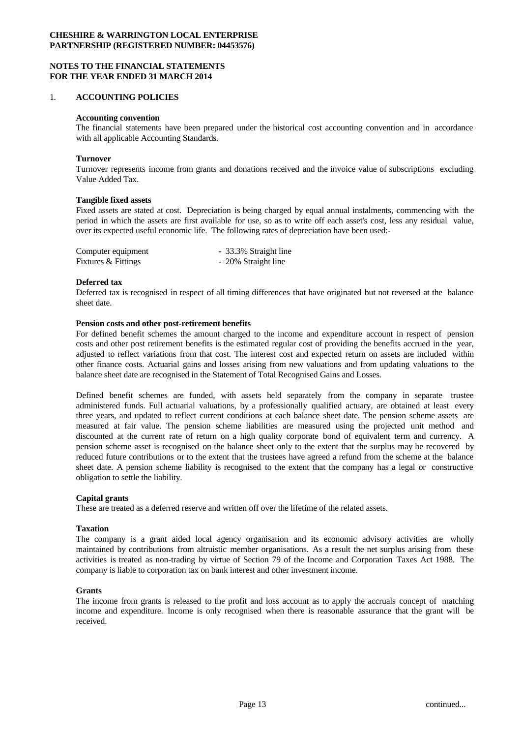**CHESHIRE & WARRINGTON LOCAL ENTERPRISE PARTNERSHIP (REGISTERED NUMBER: 04453576)**

**NOTES TO THE FINANCIAL STATEMENTS FOR THE YEAR ENDED 31 MARCH 2014**

## 1. ACCOUNTING POLICIES

**Accounting convention**

The financial statements have been prepared under the historical cost accounting convention and in accordance with all applicable Accounting Standards.

**Turnover**

Turnover represents income from grants and donations received and the invoice value of subscriptions excluding Value Added Tax.

**Tangible fixed assets**

Fixed assets are stated at cost. Depreciation is being charged by equal annual instalments, commencing with the period in which the assets are first available for use, so as to write off each asset's cost, less any residual value, over its expected useful economic life. The following rates of depreciation have been used:-

| | |
|---|---|
| Computer equipment | - 33.3% Straight line |
| Fixtures & Fittings | - 20% Straight line |

**Deferred tax**

Deferred tax is recognised in respect of all timing differences that have originated but not reversed at the balance sheet date.

**Pension costs and other post-retirement benefits**

For defined benefit schemes the amount charged to the income and expenditure account in respect of pension costs and other post retirement benefits is the estimated regular cost of providing the benefits accrued in the year, adjusted to reflect variations from that cost. The interest cost and expected return on assets are included within other finance costs. Actuarial gains and losses arising from new valuations and from updating valuations to the balance sheet date are recognised in the Statement of Total Recognised Gains and Losses.

Defined benefit schemes are funded, with assets held separately from the company in separate trustee administered funds. Full actuarial valuations, by a professionally qualified actuary, are obtained at least every three years, and updated to reflect current conditions at each balance sheet date. The pension scheme assets are measured at fair value. The pension scheme liabilities are measured using the projected unit method and discounted at the current rate of return on a high quality corporate bond of equivalent term and currency. A pension scheme asset is recognised on the balance sheet only to the extent that the surplus may be recovered by reduced future contributions or to the extent that the trustees have agreed a refund from the scheme at the balance sheet date. A pension scheme liability is recognised to the extent that the company has a legal or constructive obligation to settle the liability.

**Capital grants**

These are treated as a deferred reserve and written off over the lifetime of the related assets.

**Taxation**

The company is a grant aided local agency organisation and its economic advisory activities are wholly maintained by contributions from altruistic member organisations. As a result the net surplus arising from these activities is treated as non-trading by virtue of Section 79 of the Income and Corporation Taxes Act 1988. The company is liable to corporation tax on bank interest and other investment income.

**Grants**

The income from grants is released to the profit and loss account as to apply the accruals concept of matching income and expenditure. Income is only recognised when there is reasonable assurance that the grant will be received.

continued...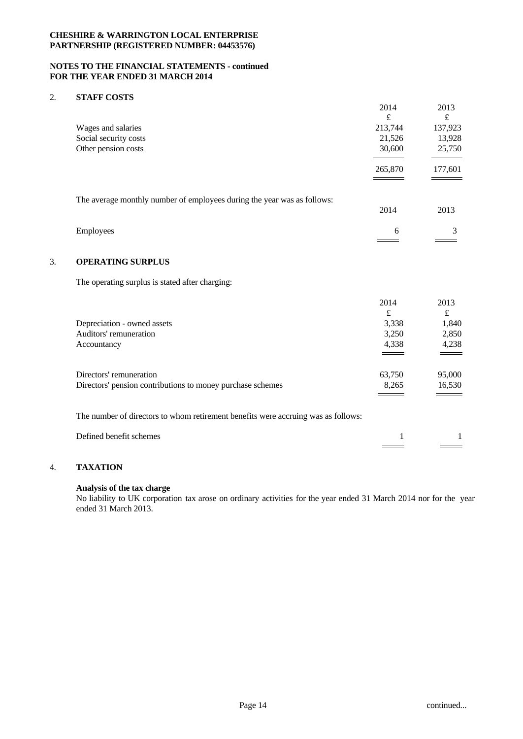**CHESHIRE & WARRINGTON LOCAL ENTERPRISE PARTNERSHIP (REGISTERED NUMBER: 04453576)**

**NOTES TO THE FINANCIAL STATEMENTS - continued**
**FOR THE YEAR ENDED 31 MARCH 2014**

## 2. STAFF COSTS

| | 2014 | 2013 |
|---|---|---|
| | £ | £ |
| Wages and salaries | 213,744 | 137,923 |
| Social security costs | 21,526 | 13,928 |
| Other pension costs | 30,600 | 25,750 |
| | 265,870 | 177,601 |

The average monthly number of employees during the year was as follows:

| | 2014 | 2013 |
|---|---|---|
| Employees | 6 | 3 |

## 3. OPERATING SURPLUS

The operating surplus is stated after charging:

| | 2014 | 2013 |
|---|---|---|
| | £ | £ |
| Depreciation - owned assets | 3,338 | 1,840 |
| Auditors' remuneration | 3,250 | 2,850 |
| Accountancy | 4,338 | 4,238 |

| | 2014 | 2013 |
|---|---|---|
| Directors' remuneration | 63,750 | 95,000 |
| Directors' pension contributions to money purchase schemes | 8,265 | 16,530 |

The number of directors to whom retirement benefits were accruing was as follows:

| | 2014 | 2013 |
|---|---|---|
| Defined benefit schemes | 1 | 1 |

## 4. TAXATION

**Analysis of the tax charge**

No liability to UK corporation tax arose on ordinary activities for the year ended 31 March 2014 nor for the year ended 31 March 2013.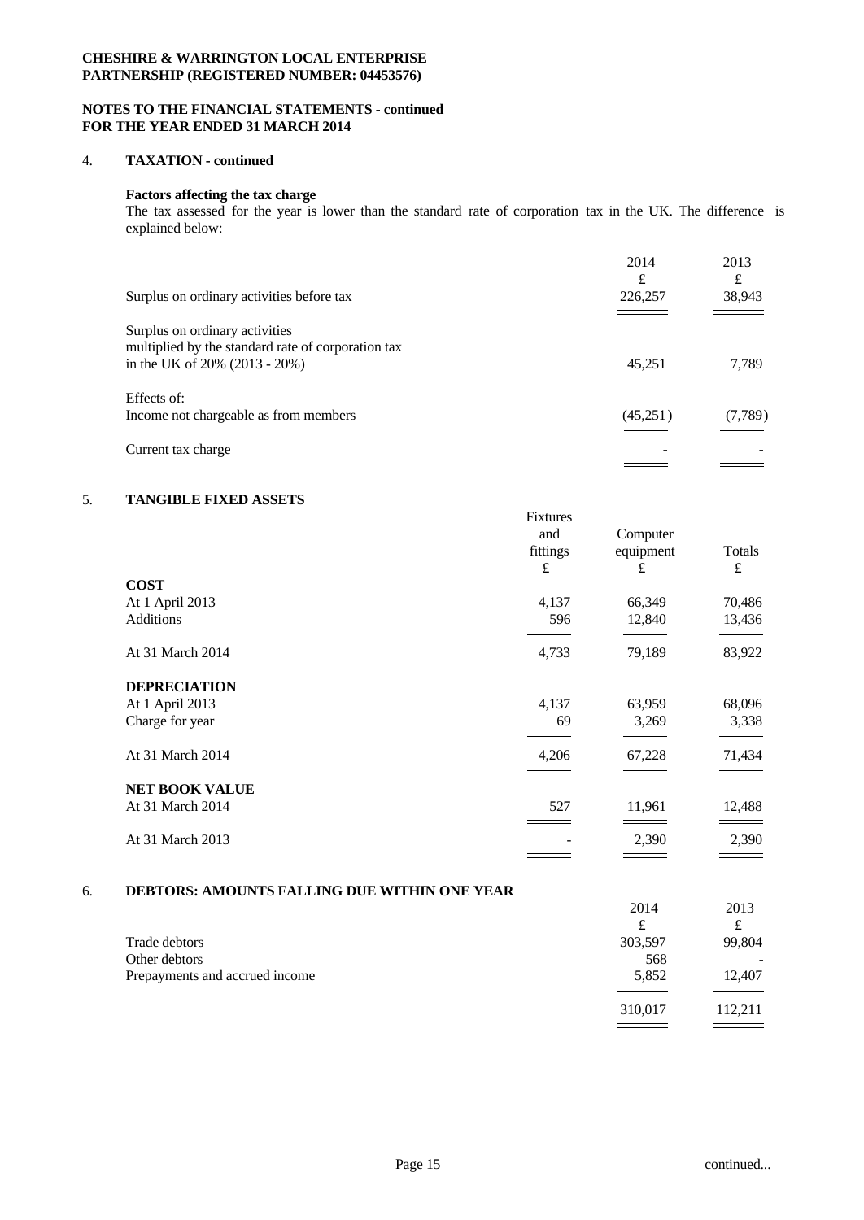**CHESHIRE & WARRINGTON LOCAL ENTERPRISE PARTNERSHIP (REGISTERED NUMBER: 04453576)**

**NOTES TO THE FINANCIAL STATEMENTS - continued FOR THE YEAR ENDED 31 MARCH 2014**

## 4. TAXATION - continued

**Factors affecting the tax charge**

The tax assessed for the year is lower than the standard rate of corporation tax in the UK. The difference is explained below:

| | 2014 £ | 2013 £ |
|---|---|---|
| Surplus on ordinary activities before tax | 226,257 | 38,943 |
| Surplus on ordinary activities multiplied by the standard rate of corporation tax in the UK of 20% (2013 - 20%) | 45,251 | 7,789 |
| Effects of: | | |
| Income not chargeable as from members | (45,251) | (7,789) |
| Current tax charge | - | - |

## 5. TANGIBLE FIXED ASSETS

| | Fixtures and fittings £ | Computer equipment £ | Totals £ |
|---|---|---|---|
| **COST** | | | |
| At 1 April 2013 | 4,137 | 66,349 | 70,486 |
| Additions | 596 | 12,840 | 13,436 |
| At 31 March 2014 | 4,733 | 79,189 | 83,922 |
| **DEPRECIATION** | | | |
| At 1 April 2013 | 4,137 | 63,959 | 68,096 |
| Charge for year | 69 | 3,269 | 3,338 |
| At 31 March 2014 | 4,206 | 67,228 | 71,434 |
| **NET BOOK VALUE** | | | |
| At 31 March 2014 | 527 | 11,961 | 12,488 |
| At 31 March 2013 | - | 2,390 | 2,390 |

## 6. DEBTORS: AMOUNTS FALLING DUE WITHIN ONE YEAR

| | 2014 £ | 2013 £ |
|---|---|---|
| Trade debtors | 303,597 | 99,804 |
| Other debtors | 568 | - |
| Prepayments and accrued income | 5,852 | 12,407 |
| | 310,017 | 112,211 |

continued...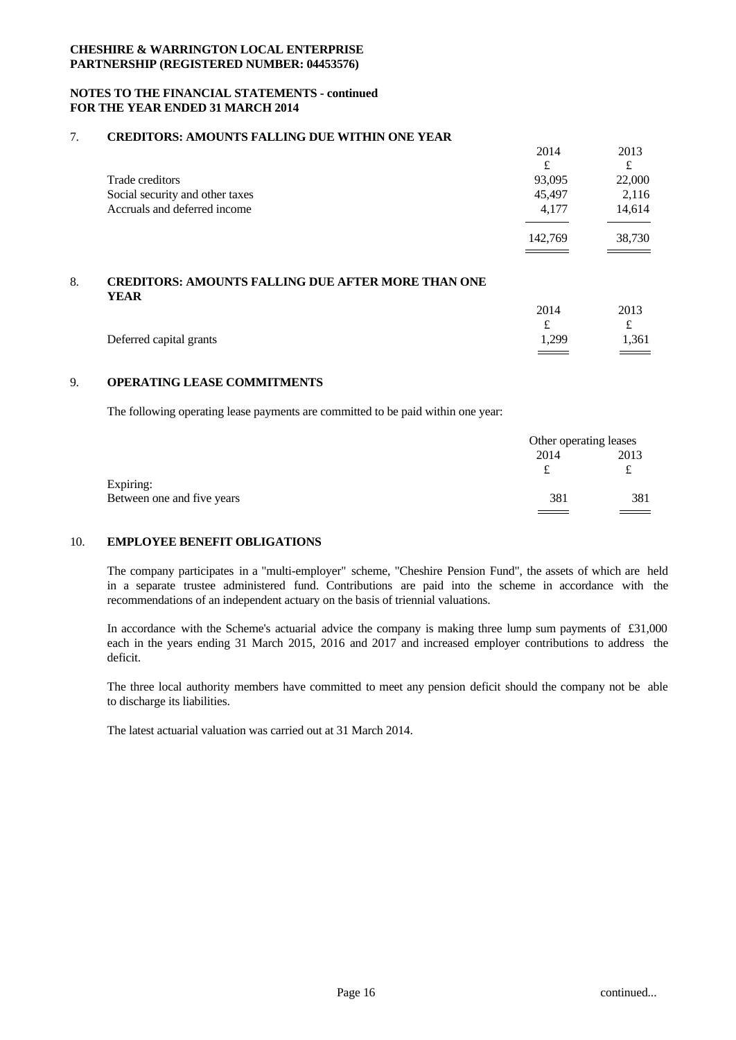**CHESHIRE & WARRINGTON LOCAL ENTERPRISE PARTNERSHIP (REGISTERED NUMBER: 04453576)**

**NOTES TO THE FINANCIAL STATEMENTS - continued FOR THE YEAR ENDED 31 MARCH 2014**

## 7. CREDITORS: AMOUNTS FALLING DUE WITHIN ONE YEAR

| | 2014 | 2013 |
|---|---|---|
| | £ | £ |
| Trade creditors | 93,095 | 22,000 |
| Social security and other taxes | 45,497 | 2,116 |
| Accruals and deferred income | 4,177 | 14,614 |
| | 142,769 | 38,730 |

## 8. CREDITORS: AMOUNTS FALLING DUE AFTER MORE THAN ONE YEAR

| | 2014 | 2013 |
|---|---|---|
| | £ | £ |
| Deferred capital grants | 1,299 | 1,361 |

## 9. OPERATING LEASE COMMITMENTS

The following operating lease payments are committed to be paid within one year:

| | Other operating leases | |
|---|---|---|
| | 2014 | 2013 |
| | £ | £ |
| Expiring: | | |
| Between one and five years | 381 | 381 |

## 10. EMPLOYEE BENEFIT OBLIGATIONS

The company participates in a "multi-employer" scheme, "Cheshire Pension Fund", the assets of which are held in a separate trustee administered fund. Contributions are paid into the scheme in accordance with the recommendations of an independent actuary on the basis of triennial valuations.

In accordance with the Scheme's actuarial advice the company is making three lump sum payments of £31,000 each in the years ending 31 March 2015, 2016 and 2017 and increased employer contributions to address the deficit.

The three local authority members have committed to meet any pension deficit should the company not be able to discharge its liabilities.

The latest actuarial valuation was carried out at 31 March 2014.

continued...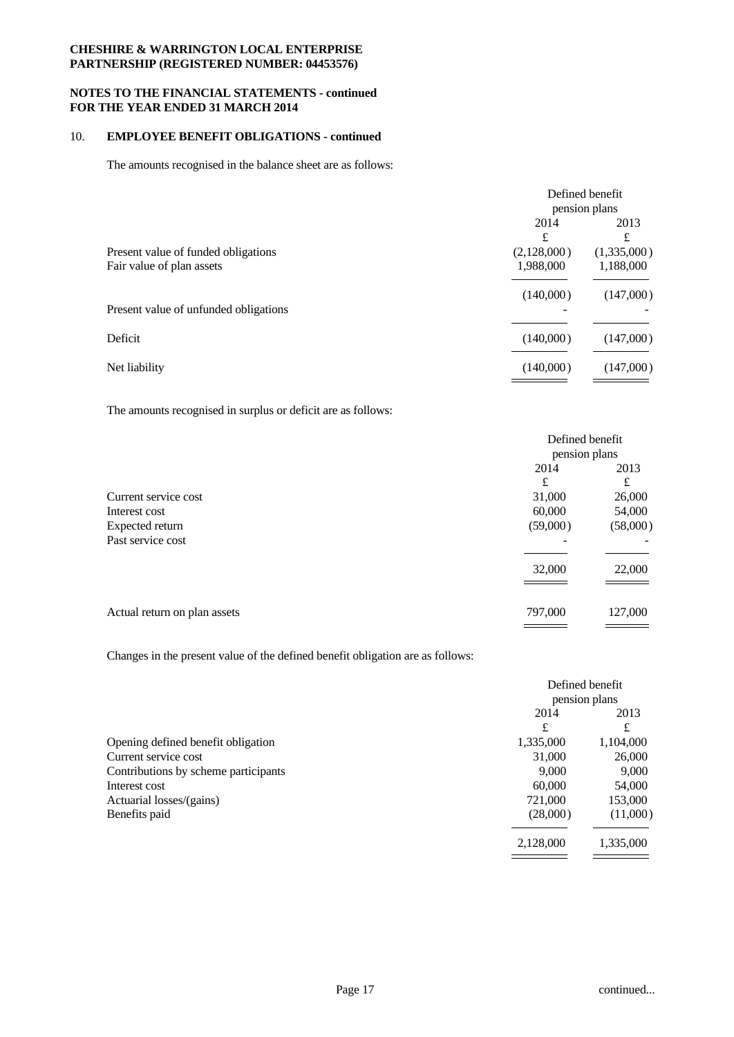**CHESHIRE & WARRINGTON LOCAL ENTERPRISE PARTNERSHIP (REGISTERED NUMBER: 04453576)**

**NOTES TO THE FINANCIAL STATEMENTS - continued FOR THE YEAR ENDED 31 MARCH 2014**

## 10. EMPLOYEE BENEFIT OBLIGATIONS - continued

The amounts recognised in the balance sheet are as follows:

| | Defined benefit pension plans | |
|---|---|---|
| | 2014 | 2013 |
| | £ | £ |
| Present value of funded obligations | (2,128,000) | (1,335,000) |
| Fair value of plan assets | 1,988,000 | 1,188,000 |
| | (140,000) | (147,000) |
| Present value of unfunded obligations | - | - |
| Deficit | (140,000) | (147,000) |
| Net liability | (140,000) | (147,000) |

The amounts recognised in surplus or deficit are as follows:

| | Defined benefit pension plans | |
|---|---|---|
| | 2014 | 2013 |
| | £ | £ |
| Current service cost | 31,000 | 26,000 |
| Interest cost | 60,000 | 54,000 |
| Expected return | (59,000) | (58,000) |
| Past service cost | - | - |
| | 32,000 | 22,000 |
| Actual return on plan assets | 797,000 | 127,000 |

Changes in the present value of the defined benefit obligation are as follows:

| | Defined benefit pension plans | |
|---|---|---|
| | 2014 | 2013 |
| | £ | £ |
| Opening defined benefit obligation | 1,335,000 | 1,104,000 |
| Current service cost | 31,000 | 26,000 |
| Contributions by scheme participants | 9,000 | 9,000 |
| Interest cost | 60,000 | 54,000 |
| Actuarial losses/(gains) | 721,000 | 153,000 |
| Benefits paid | (28,000) | (11,000) |
| | 2,128,000 | 1,335,000 |

continued...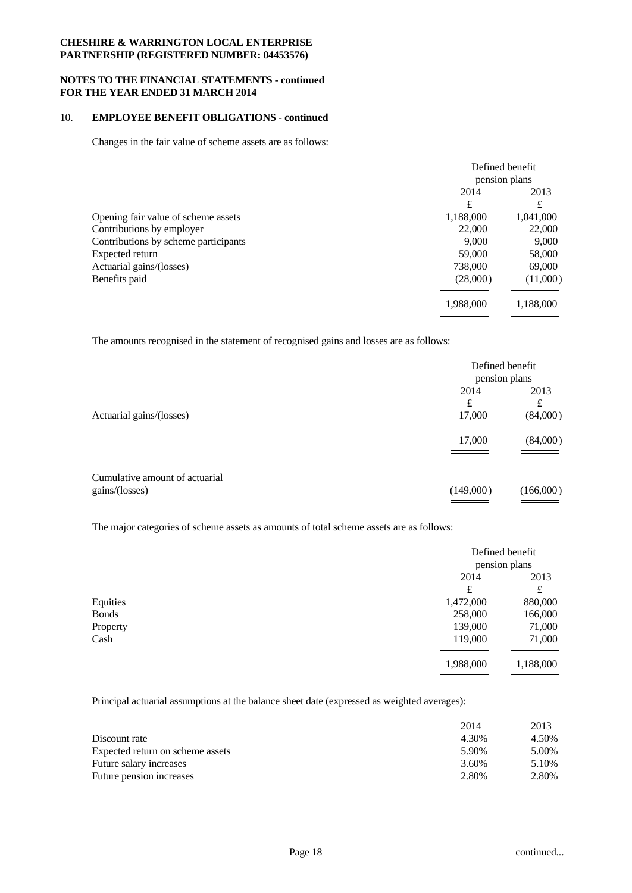**CHESHIRE & WARRINGTON LOCAL ENTERPRISE PARTNERSHIP (REGISTERED NUMBER: 04453576)**

**NOTES TO THE FINANCIAL STATEMENTS - continued FOR THE YEAR ENDED 31 MARCH 2014**

## 10. EMPLOYEE BENEFIT OBLIGATIONS - continued

Changes in the fair value of scheme assets are as follows:

| | Defined benefit pension plans | |
|---|---|---|
| | 2014 | 2013 |
| | £ | £ |
| Opening fair value of scheme assets | 1,188,000 | 1,041,000 |
| Contributions by employer | 22,000 | 22,000 |
| Contributions by scheme participants | 9,000 | 9,000 |
| Expected return | 59,000 | 58,000 |
| Actuarial gains/(losses) | 738,000 | 69,000 |
| Benefits paid | (28,000) | (11,000) |
| | 1,988,000 | 1,188,000 |

The amounts recognised in the statement of recognised gains and losses are as follows:

| | Defined benefit pension plans | |
|---|---|---|
| | 2014 | 2013 |
| | £ | £ |
| Actuarial gains/(losses) | 17,000 | (84,000) |
| | 17,000 | (84,000) |
| Cumulative amount of actuarial gains/(losses) | (149,000) | (166,000) |

The major categories of scheme assets as amounts of total scheme assets are as follows:

| | Defined benefit pension plans | |
|---|---|---|
| | 2014 | 2013 |
| | £ | £ |
| Equities | 1,472,000 | 880,000 |
| Bonds | 258,000 | 166,000 |
| Property | 139,000 | 71,000 |
| Cash | 119,000 | 71,000 |
| | 1,988,000 | 1,188,000 |

Principal actuarial assumptions at the balance sheet date (expressed as weighted averages):

| | 2014 | 2013 |
|---|---|---|
| Discount rate | 4.30% | 4.50% |
| Expected return on scheme assets | 5.90% | 5.00% |
| Future salary increases | 3.60% | 5.10% |
| Future pension increases | 2.80% | 2.80% |

continued...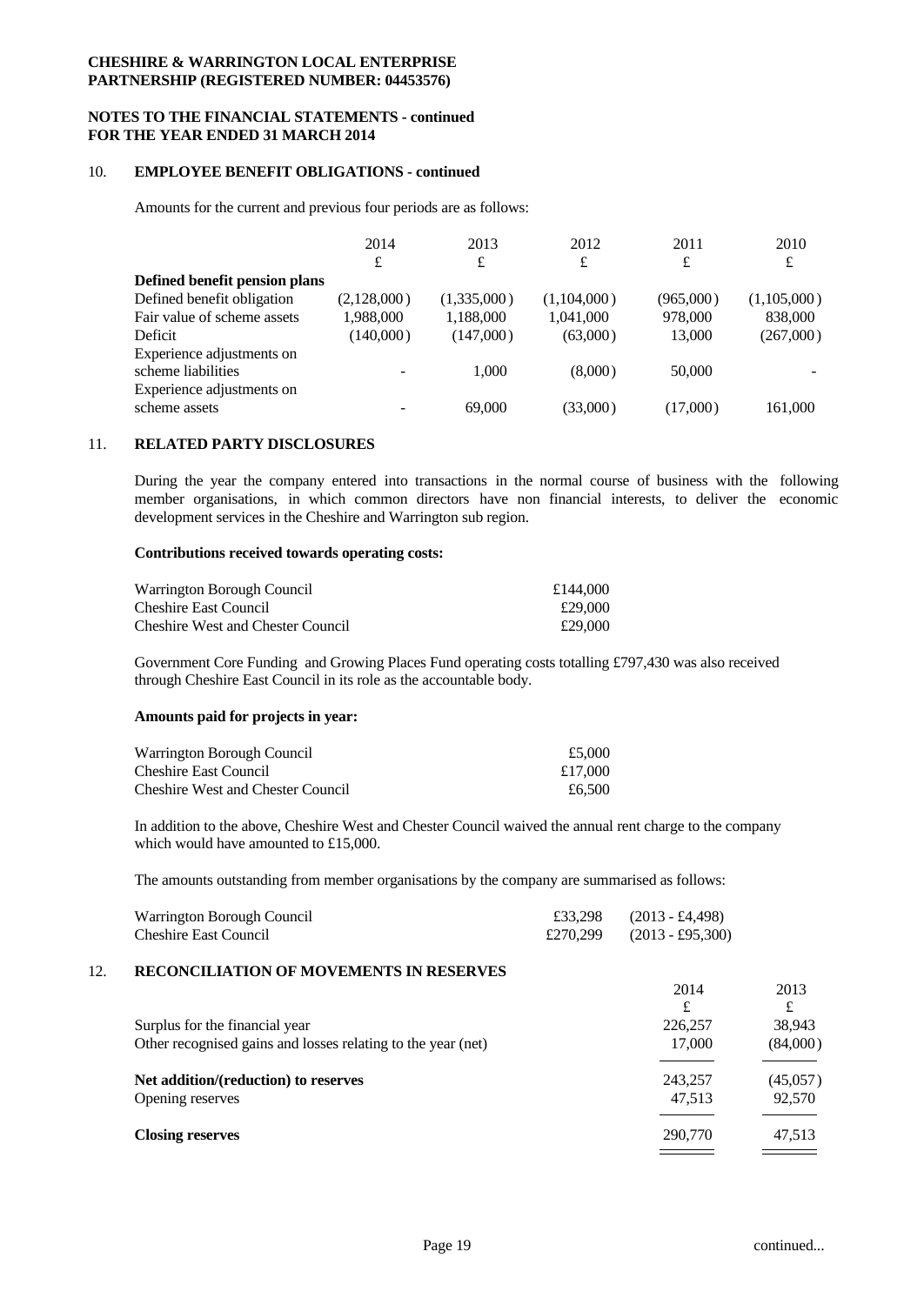**CHESHIRE & WARRINGTON LOCAL ENTERPRISE PARTNERSHIP (REGISTERED NUMBER: 04453576)**

**NOTES TO THE FINANCIAL STATEMENTS - continued**
**FOR THE YEAR ENDED 31 MARCH 2014**

## 10. EMPLOYEE BENEFIT OBLIGATIONS - continued

Amounts for the current and previous four periods are as follows:

| | 2014 | 2013 | 2012 | 2011 | 2010 |
|---|---|---|---|---|---|
| | £ | £ | £ | £ | £ |
| **Defined benefit pension plans** | | | | | |
| Defined benefit obligation | (2,128,000) | (1,335,000) | (1,104,000) | (965,000) | (1,105,000) |
| Fair value of scheme assets | 1,988,000 | 1,188,000 | 1,041,000 | 978,000 | 838,000 |
| Deficit | (140,000) | (147,000) | (63,000) | 13,000 | (267,000) |
| Experience adjustments on scheme liabilities | - | 1,000 | (8,000) | 50,000 | - |
| Experience adjustments on scheme assets | - | 69,000 | (33,000) | (17,000) | 161,000 |

## 11. RELATED PARTY DISCLOSURES

During the year the company entered into transactions in the normal course of business with the following member organisations, in which common directors have non financial interests, to deliver the economic development services in the Cheshire and Warrington sub region.

**Contributions received towards operating costs:**

| | |
|---|---|
| Warrington Borough Council | £144,000 |
| Cheshire East Council | £29,000 |
| Cheshire West and Chester Council | £29,000 |

Government Core Funding and Growing Places Fund operating costs totalling £797,430 was also received through Cheshire East Council in its role as the accountable body.

**Amounts paid for projects in year:**

| | |
|---|---|
| Warrington Borough Council | £5,000 |
| Cheshire East Council | £17,000 |
| Cheshire West and Chester Council | £6,500 |

In addition to the above, Cheshire West and Chester Council waived the annual rent charge to the company which would have amounted to £15,000.

The amounts outstanding from member organisations by the company are summarised as follows:

| | | |
|---|---|---|
| Warrington Borough Council | £33,298 | (2013 - £4,498) |
| Cheshire East Council | £270,299 | (2013 - £95,300) |

## 12. RECONCILIATION OF MOVEMENTS IN RESERVES

| | 2014 | 2013 |
|---|---|---|
| | £ | £ |
| Surplus for the financial year | 226,257 | 38,943 |
| Other recognised gains and losses relating to the year (net) | 17,000 | (84,000) |
| **Net addition/(reduction) to reserves** | 243,257 | (45,057) |
| Opening reserves | 47,513 | 92,570 |
| **Closing reserves** | 290,770 | 47,513 |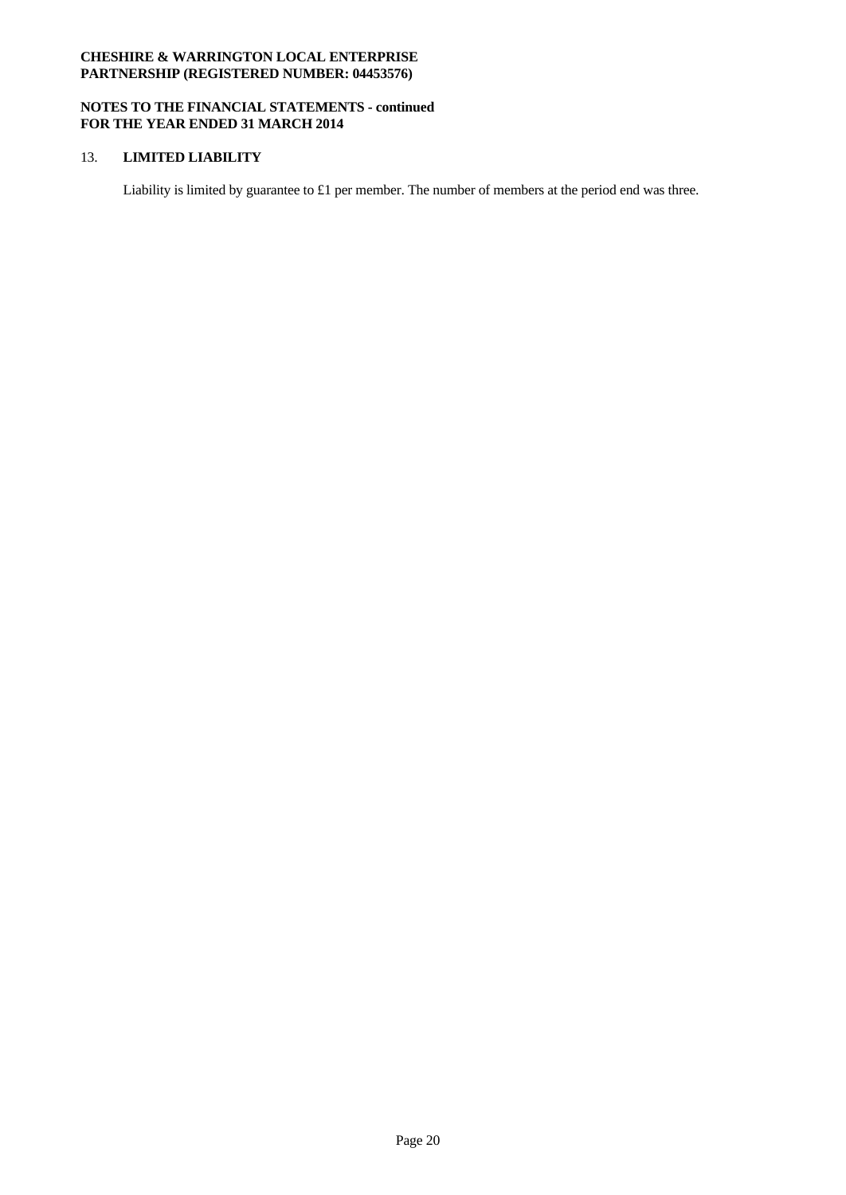**CHESHIRE & WARRINGTON LOCAL ENTERPRISE PARTNERSHIP (REGISTERED NUMBER: 04453576)**

**NOTES TO THE FINANCIAL STATEMENTS - continued FOR THE YEAR ENDED 31 MARCH 2014**

## 13. LIMITED LIABILITY

Liability is limited by guarantee to £1 per member. The number of members at the period end was three.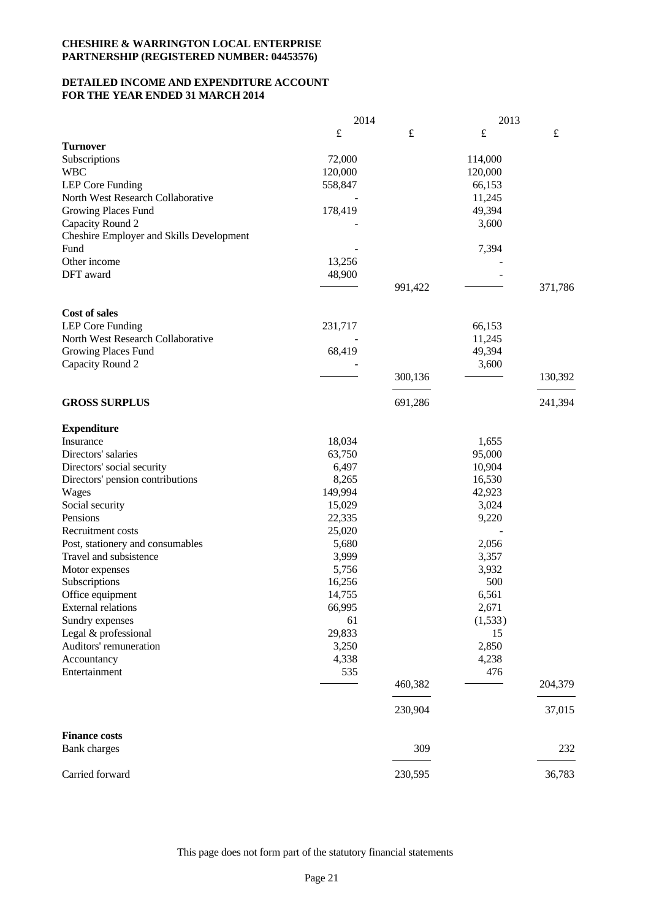**CHESHIRE & WARRINGTON LOCAL ENTERPRISE PARTNERSHIP (REGISTERED NUMBER: 04453576)**

**DETAILED INCOME AND EXPENDITURE ACCOUNT FOR THE YEAR ENDED 31 MARCH 2014**

| | 2014 | | 2013 | |
|---|---|---|---|---|
| | £ | £ | £ | £ |
| **Turnover** | | | | |
| Subscriptions | 72,000 | | 114,000 | |
| WBC | 120,000 | | 120,000 | |
| LEP Core Funding | 558,847 | | 66,153 | |
| North West Research Collaborative | - | | 11,245 | |
| Growing Places Fund | 178,419 | | 49,394 | |
| Capacity Round 2 | - | | 3,600 | |
| Cheshire Employer and Skills Development Fund | - | | 7,394 | |
| Other income | 13,256 | | - | |
| DFT award | 48,900 | | - | |
| | | 991,422 | | 371,786 |
| **Cost of sales** | | | | |
| LEP Core Funding | 231,717 | | 66,153 | |
| North West Research Collaborative | - | | 11,245 | |
| Growing Places Fund | 68,419 | | 49,394 | |
| Capacity Round 2 | - | | 3,600 | |
| | | 300,136 | | 130,392 |
| **GROSS SURPLUS** | | 691,286 | | 241,394 |
| **Expenditure** | | | | |
| Insurance | 18,034 | | 1,655 | |
| Directors' salaries | 63,750 | | 95,000 | |
| Directors' social security | 6,497 | | 10,904 | |
| Directors' pension contributions | 8,265 | | 16,530 | |
| Wages | 149,994 | | 42,923 | |
| Social security | 15,029 | | 3,024 | |
| Pensions | 22,335 | | 9,220 | |
| Recruitment costs | 25,020 | | - | |
| Post, stationery and consumables | 5,680 | | 2,056 | |
| Travel and subsistence | 3,999 | | 3,357 | |
| Motor expenses | 5,756 | | 3,932 | |
| Subscriptions | 16,256 | | 500 | |
| Office equipment | 14,755 | | 6,561 | |
| External relations | 66,995 | | 2,671 | |
| Sundry expenses | 61 | | (1,533) | |
| Legal & professional | 29,833 | | 15 | |
| Auditors' remuneration | 3,250 | | 2,850 | |
| Accountancy | 4,338 | | 4,238 | |
| Entertainment | 535 | | 476 | |
| | | 460,382 | | 204,379 |
| | | 230,904 | | 37,015 |
| **Finance costs** | | | | |
| Bank charges | | 309 | | 232 |
| Carried forward | | 230,595 | | 36,783 |

This page does not form part of the statutory financial statements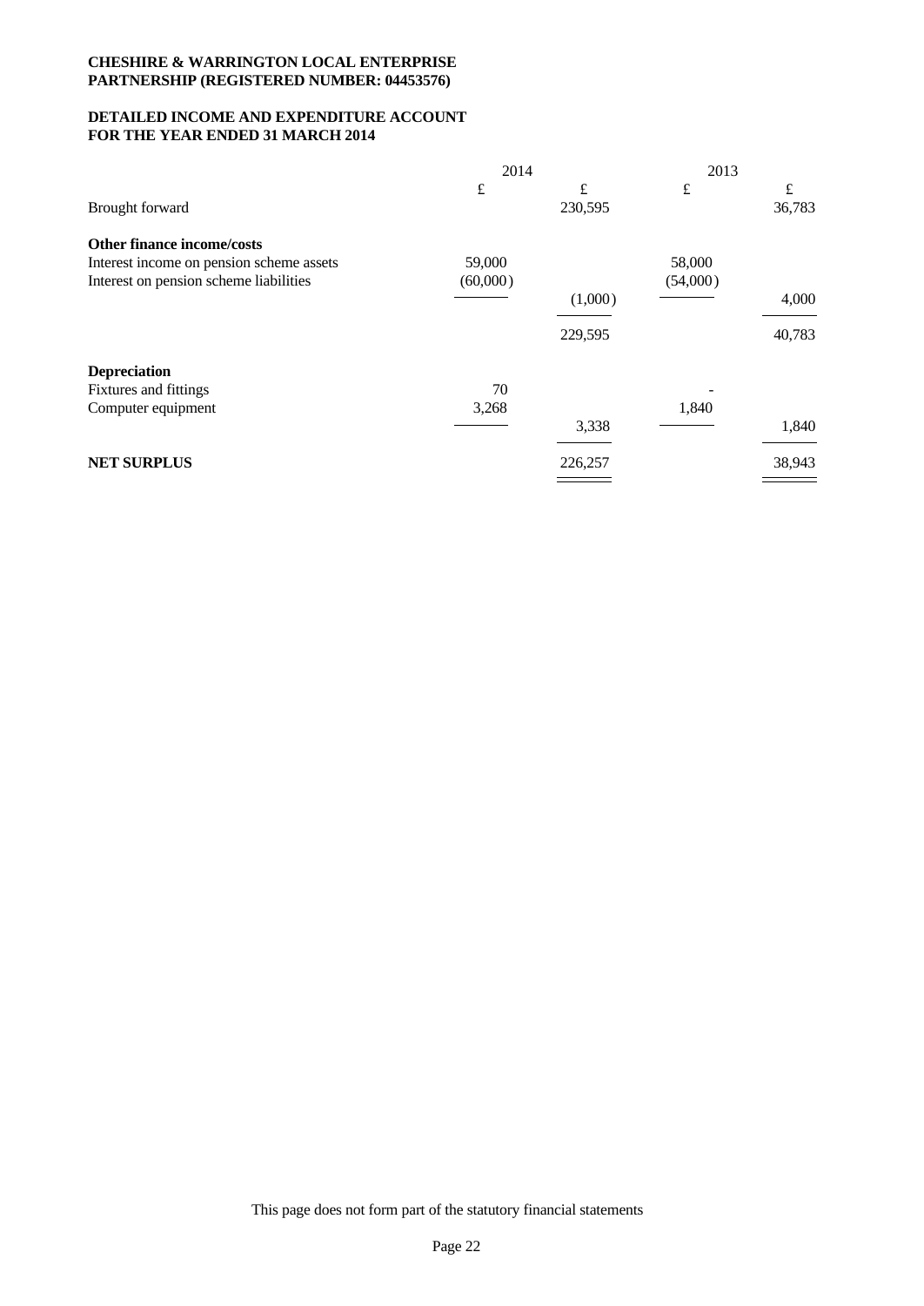**CHESHIRE & WARRINGTON LOCAL ENTERPRISE PARTNERSHIP (REGISTERED NUMBER: 04453576)**

**DETAILED INCOME AND EXPENDITURE ACCOUNT FOR THE YEAR ENDED 31 MARCH 2014**

| | 2014 | | 2013 | |
|---|---|---|---|---|
| | £ | £ | £ | £ |
| Brought forward | | 230,595 | | 36,783 |
| **Other finance income/costs** | | | | |
| Interest income on pension scheme assets | 59,000 | | 58,000 | |
| Interest on pension scheme liabilities | (60,000) | | (54,000) | |
| | | (1,000) | | 4,000 |
| | | 229,595 | | 40,783 |
| **Depreciation** | | | | |
| Fixtures and fittings | 70 | | - | |
| Computer equipment | 3,268 | | 1,840 | |
| | | 3,338 | | 1,840 |
| **NET SURPLUS** | | 226,257 | | 38,943 |

This page does not form part of the statutory financial statements